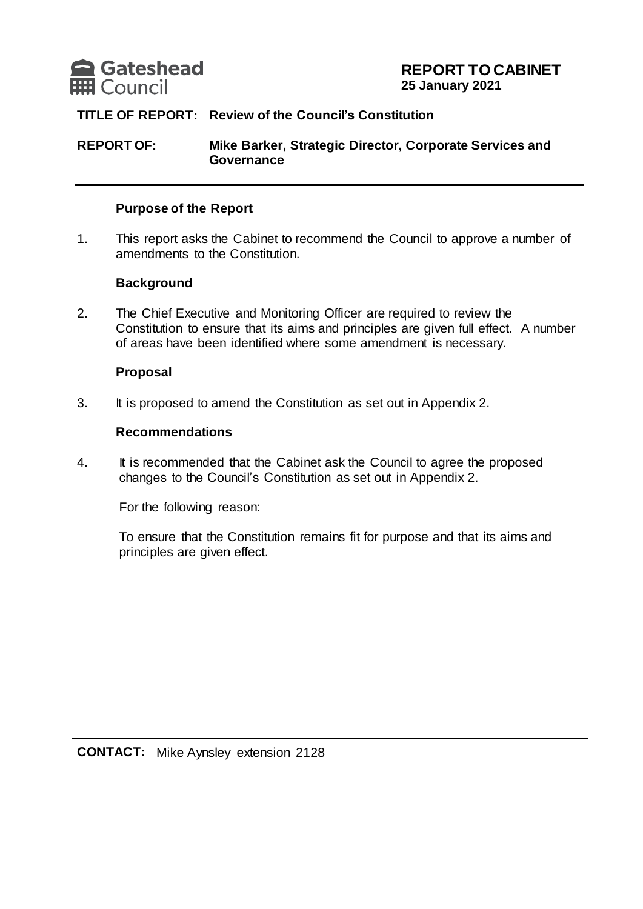Gateshead Council

**REPORT TO CABINET**
**25 January 2021**

**TITLE OF REPORT: Review of the Council's Constitution**

**REPORT OF: Mike Barker, Strategic Director, Corporate Services and Governance**

---

### Purpose of the Report

1. This report asks the Cabinet to recommend the Council to approve a number of amendments to the Constitution.

### Background

2. The Chief Executive and Monitoring Officer are required to review the Constitution to ensure that its aims and principles are given full effect. A number of areas have been identified where some amendment is necessary.

### Proposal

3. It is proposed to amend the Constitution as set out in Appendix 2.

### Recommendations

4. It is recommended that the Cabinet ask the Council to agree the proposed changes to the Council's Constitution as set out in Appendix 2.

   For the following reason:

   To ensure that the Constitution remains fit for purpose and that its aims and principles are given effect.

---

**CONTACT:** Mike Aynsley extension 2128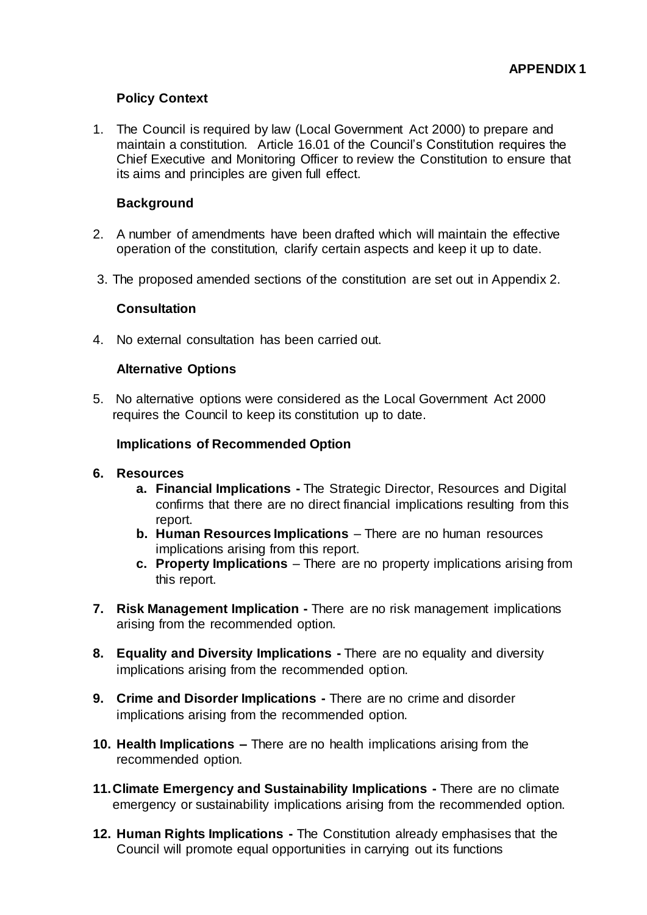**APPENDIX 1**

### Policy Context

1. The Council is required by law (Local Government Act 2000) to prepare and maintain a constitution. Article 16.01 of the Council's Constitution requires the Chief Executive and Monitoring Officer to review the Constitution to ensure that its aims and principles are given full effect.

### Background

2. A number of amendments have been drafted which will maintain the effective operation of the constitution, clarify certain aspects and keep it up to date.

3. The proposed amended sections of the constitution are set out in Appendix 2.

### Consultation

4. No external consultation has been carried out.

### Alternative Options

5. No alternative options were considered as the Local Government Act 2000 requires the Council to keep its constitution up to date.

### Implications of Recommended Option

6. **Resources**
   a. **Financial Implications -** The Strategic Director, Resources and Digital confirms that there are no direct financial implications resulting from this report.
   b. **Human Resources Implications** – There are no human resources implications arising from this report.
   c. **Property Implications** – There are no property implications arising from this report.

7. **Risk Management Implication -** There are no risk management implications arising from the recommended option.

8. **Equality and Diversity Implications -** There are no equality and diversity implications arising from the recommended option.

9. **Crime and Disorder Implications -** There are no crime and disorder implications arising from the recommended option.

10. **Health Implications –** There are no health implications arising from the recommended option.

11. **Climate Emergency and Sustainability Implications -** There are no climate emergency or sustainability implications arising from the recommended option.

12. **Human Rights Implications -** The Constitution already emphasises that the Council will promote equal opportunities in carrying out its functions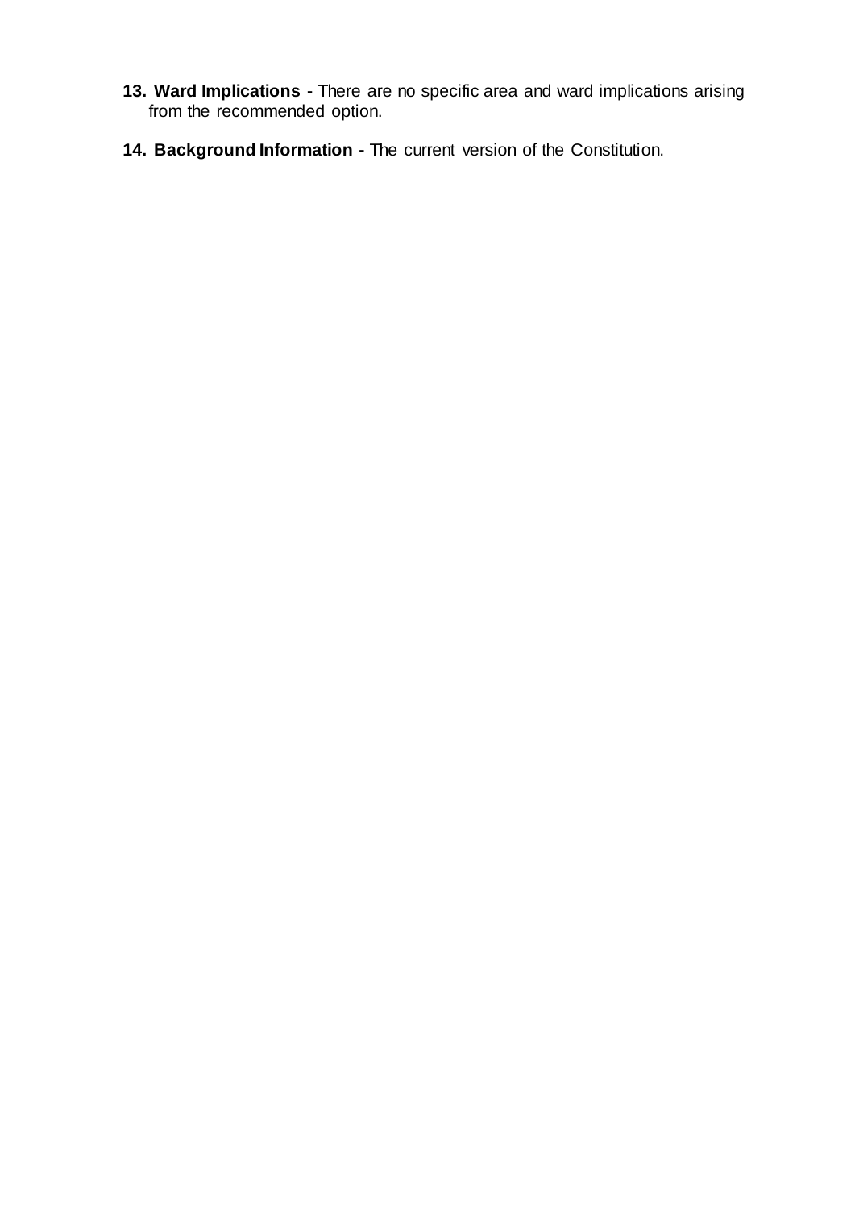13. **Ward Implications -** There are no specific area and ward implications arising from the recommended option.

14. **Background Information -** The current version of the Constitution.